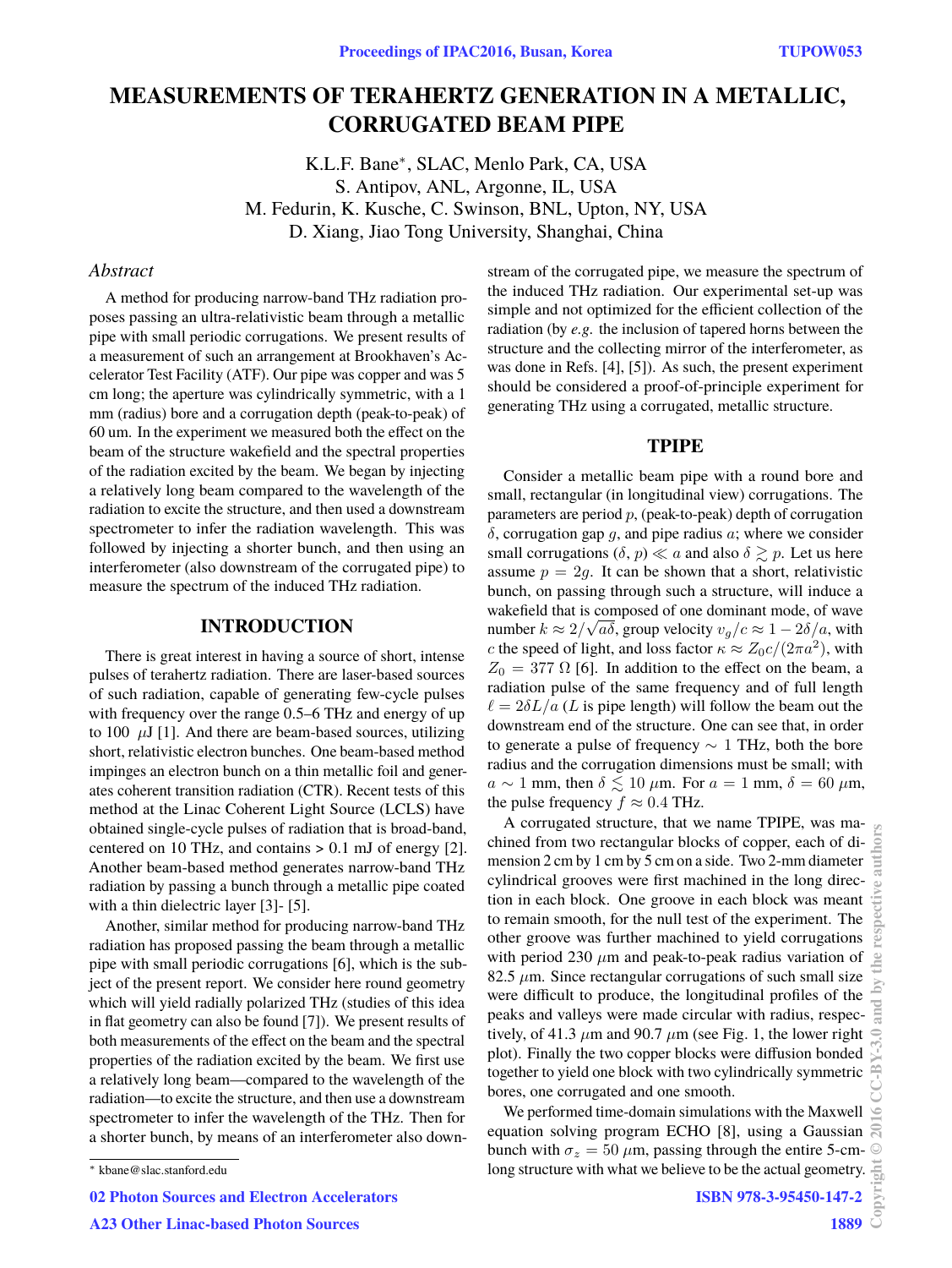# MEASUREMENTS OF TERAHERTZ GENERATION IN A METALLIC, CORRUGATED BEAM PIPE

K.L.F. Bane*, SLAC, Menlo Park, CA, USA
S. Antipov, ANL, Argonne, IL, USA
M. Fedurin, K. Kusche, C. Swinson, BNL, Upton, NY, USA
D. Xiang, Jiao Tong University, Shanghai, China

## Abstract

A method for producing narrow-band THz radiation proposes passing an ultra-relativistic beam through a metallic pipe with small periodic corrugations. We present results of a measurement of such an arrangement at Brookhaven's Accelerator Test Facility (ATF). Our pipe was copper and was 5 cm long; the aperture was cylindrically symmetric, with a 1 mm (radius) bore and a corrugation depth (peak-to-peak) of 60 um. In the experiment we measured both the effect on the beam of the structure wakefield and the spectral properties of the radiation excited by the beam. We began by injecting a relatively long beam compared to the wavelength of the radiation to excite the structure, and then used a downstream spectrometer to infer the radiation wavelength. This was followed by injecting a shorter bunch, and then using an interferometer (also downstream of the corrugated pipe) to measure the spectrum of the induced THz radiation.

## INTRODUCTION

There is great interest in having a source of short, intense pulses of terahertz radiation. There are laser-based sources of such radiation, capable of generating few-cycle pulses with frequency over the range 0.5–6 THz and energy of up to 100 $\mu$J [1]. And there are beam-based sources, utilizing short, relativistic electron bunches. One beam-based method impinges an electron bunch on a thin metallic foil and generates coherent transition radiation (CTR). Recent tests of this method at the Linac Coherent Light Source (LCLS) have obtained single-cycle pulses of radiation that is broad-band, centered on 10 THz, and contains > 0.1 mJ of energy [2]. Another beam-based method generates narrow-band THz radiation by passing a bunch through a metallic pipe coated with a thin dielectric layer [3]- [5].

Another, similar method for producing narrow-band THz radiation has proposed passing the beam through a metallic pipe with small periodic corrugations [6], which is the subject of the present report. We consider here round geometry which will yield radially polarized THz (studies of this idea in flat geometry can also be found [7]). We present results of both measurements of the effect on the beam and the spectral properties of the radiation excited by the beam. We first use a relatively long beam—compared to the wavelength of the radiation—to excite the structure, and then use a downstream spectrometer to infer the wavelength of the THz. Then for a shorter bunch, by means of an interferometer also downstream of the corrugated pipe, we measure the spectrum of the induced THz radiation. Our experimental set-up was simple and not optimized for the efficient collection of the radiation (by *e.g.* the inclusion of tapered horns between the structure and the collecting mirror of the interferometer, as was done in Refs. [4], [5]). As such, the present experiment should be considered a proof-of-principle experiment for generating THz using a corrugated, metallic structure.

## TPIPE

Consider a metallic beam pipe with a round bore and small, rectangular (in longitudinal view) corrugations. The parameters are period $p$, (peak-to-peak) depth of corrugation $\delta$, corrugation gap $g$, and pipe radius $a$; where we consider small corrugations ($\delta$, $p$) $\ll a$ and also $\delta \gtrsim p$. Let us here assume $p = 2g$. It can be shown that a short, relativistic bunch, on passing through such a structure, will induce a wakefield that is composed of one dominant mode, of wave number $k \approx 2/\sqrt{a\delta}$, group velocity $v_g/c \approx 1 - 2\delta/a$, with $c$ the speed of light, and loss factor $\kappa \approx Z_0 c/(2\pi a^2)$, with $Z_0 = 377\ \Omega$ [6]. In addition to the effect on the beam, a radiation pulse of the same frequency and of full length $\ell = 2\delta L/a$ ($L$ is pipe length) will follow the beam out the downstream end of the structure. One can see that, in order to generate a pulse of frequency $\sim 1$ THz, both the bore radius and the corrugation dimensions must be small; with $a \sim 1$ mm, then $\delta \lesssim 10\ \mu$m. For $a = 1$ mm, $\delta = 60\ \mu$m, the pulse frequency $f \approx 0.4$ THz.

A corrugated structure, that we name TPIPE, was machined from two rectangular blocks of copper, each of dimension 2 cm by 1 cm by 5 cm on a side. Two 2-mm diameter cylindrical grooves were first machined in the long direction in each block. One groove in each block was meant to remain smooth, for the null test of the experiment. The other groove was further machined to yield corrugations with period 230 $\mu$m and peak-to-peak radius variation of 82.5 $\mu$m. Since rectangular corrugations of such small size were difficult to produce, the longitudinal profiles of the peaks and valleys were made circular with radius, respectively, of 41.3 $\mu$m and 90.7 $\mu$m (see Fig. 1, the lower right plot). Finally the two copper blocks were diffusion bonded together to yield one block with two cylindrically symmetric bores, one corrugated and one smooth.

We performed time-domain simulations with the Maxwell equation solving program ECHO [8], using a Gaussian bunch with $\sigma_z = 50\ \mu$m, passing through the entire 5-cm-long structure with what we believe to be the actual geometry.

* kbane@slac.stanford.edu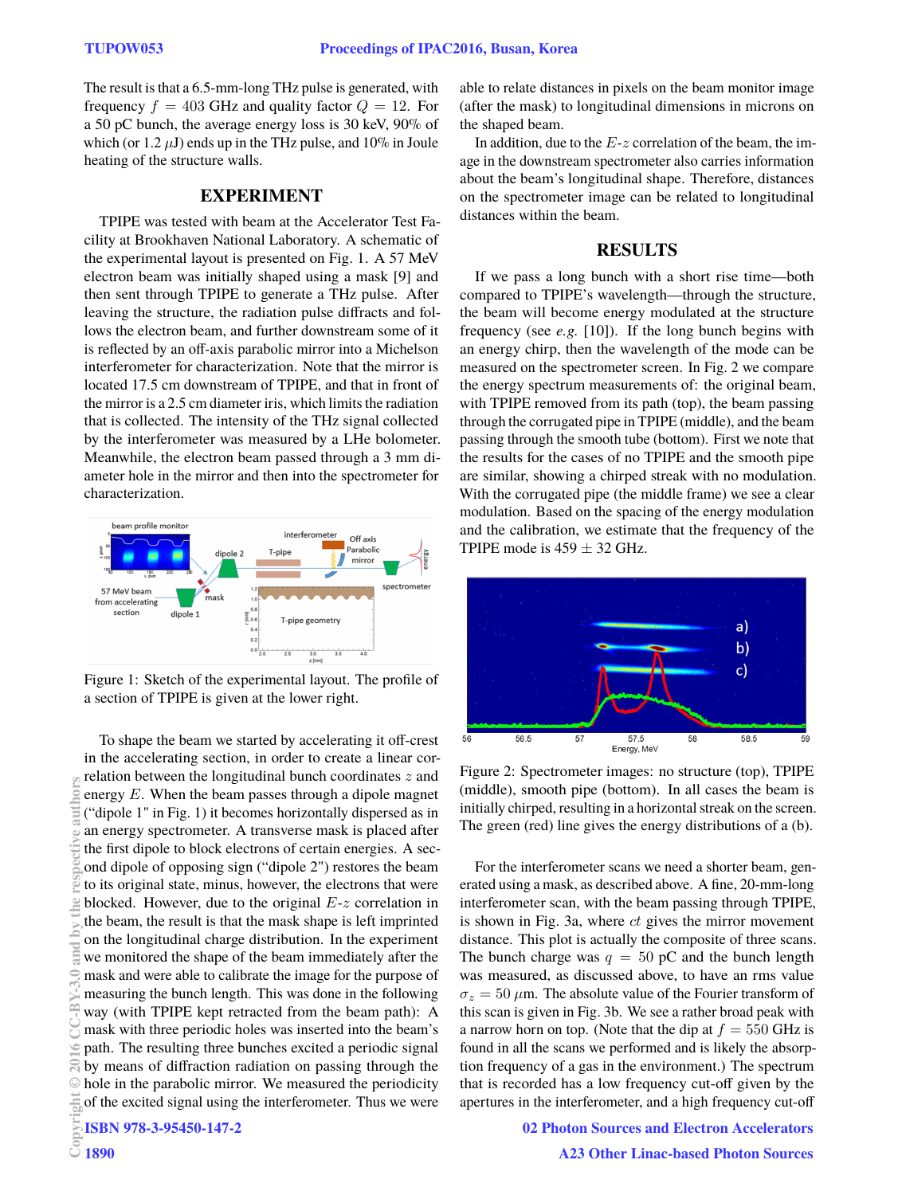The result is that a 6.5-mm-long THz pulse is generated, with frequency $f = 403$ GHz and quality factor $Q = 12$. For a 50 pC bunch, the average energy loss is 30 keV, 90% of which (or 1.2 $\mu$J) ends up in the THz pulse, and 10% in Joule heating of the structure walls.

## EXPERIMENT

TPIPE was tested with beam at the Accelerator Test Facility at Brookhaven National Laboratory. A schematic of the experimental layout is presented on Fig. 1. A 57 MeV electron beam was initially shaped using a mask [9] and then sent through TPIPE to generate a THz pulse. After leaving the structure, the radiation pulse diffracts and follows the electron beam, and further downstream some of it is reflected by an off-axis parabolic mirror into a Michelson interferometer for characterization. Note that the mirror is located 17.5 cm downstream of TPIPE, and that in front of the mirror is a 2.5 cm diameter iris, which limits the radiation that is collected. The intensity of the THz signal collected by the interferometer was measured by a LHe bolometer. Meanwhile, the electron beam passed through a 3 mm diameter hole in the mirror and then into the spectrometer for characterization.

Figure 1: Sketch of the experimental layout. The profile of a section of TPIPE is given at the lower right.

To shape the beam we started by accelerating it off-crest in the accelerating section, in order to create a linear correlation between the longitudinal bunch coordinates $z$ and energy $E$. When the beam passes through a dipole magnet ("dipole 1" in Fig. 1) it becomes horizontally dispersed as in an energy spectrometer. A transverse mask is placed after the first dipole to block electrons of certain energies. A second dipole of opposing sign ("dipole 2") restores the beam to its original state, minus, however, the electrons that were blocked. However, due to the original $E$-$z$ correlation in the beam, the result is that the mask shape is left imprinted on the longitudinal charge distribution. In the experiment we monitored the shape of the beam immediately after the mask and were able to calibrate the image for the purpose of measuring the bunch length. This was done in the following way (with TPIPE kept retracted from the beam path): A mask with three periodic holes was inserted into the beam's path. The resulting three bunches excited a periodic signal by means of diffraction radiation on passing through the hole in the parabolic mirror. We measured the periodicity of the excited signal using the interferometer. Thus we were able to relate distances in pixels on the beam monitor image (after the mask) to longitudinal dimensions in microns on the shaped beam.

In addition, due to the $E$-$z$ correlation of the beam, the image in the downstream spectrometer also carries information about the beam's longitudinal shape. Therefore, distances on the spectrometer image can be related to longitudinal distances within the beam.

## RESULTS

If we pass a long bunch with a short rise time—both compared to TPIPE's wavelength—through the structure, the beam will become energy modulated at the structure frequency (see *e.g.* [10]). If the long bunch begins with an energy chirp, then the wavelength of the mode can be measured on the spectrometer screen. In Fig. 2 we compare the energy spectrum measurements of: the original beam, with TPIPE removed from its path (top), the beam passing through the corrugated pipe in TPIPE (middle), and the beam passing through the smooth tube (bottom). First we note that the results for the cases of no TPIPE and the smooth pipe are similar, showing a chirped streak with no modulation. With the corrugated pipe (the middle frame) we see a clear modulation. Based on the spacing of the energy modulation and the calibration, we estimate that the frequency of the TPIPE mode is 459 ± 32 GHz.

Figure 2: Spectrometer images: no structure (top), TPIPE (middle), smooth pipe (bottom). In all cases the beam is initially chirped, resulting in a horizontal streak on the screen. The green (red) line gives the energy distributions of a (b).

For the interferometer scans we need a shorter beam, generated using a mask, as described above. A fine, 20-mm-long interferometer scan, with the beam passing through TPIPE, is shown in Fig. 3a, where $ct$ gives the mirror movement distance. This plot is actually the composite of three scans. The bunch charge was $q = 50$ pC and the bunch length was measured, as discussed above, to have an rms value $\sigma_z = 50$ $\mu$m. The absolute value of the Fourier transform of this scan is given in Fig. 3b. We see a rather broad peak with a narrow horn on top. (Note that the dip at $f = 550$ GHz is found in all the scans we performed and is likely the absorption frequency of a gas in the environment.) The spectrum that is recorded has a low frequency cut-off given by the apertures in the interferometer, and a high frequency cut-off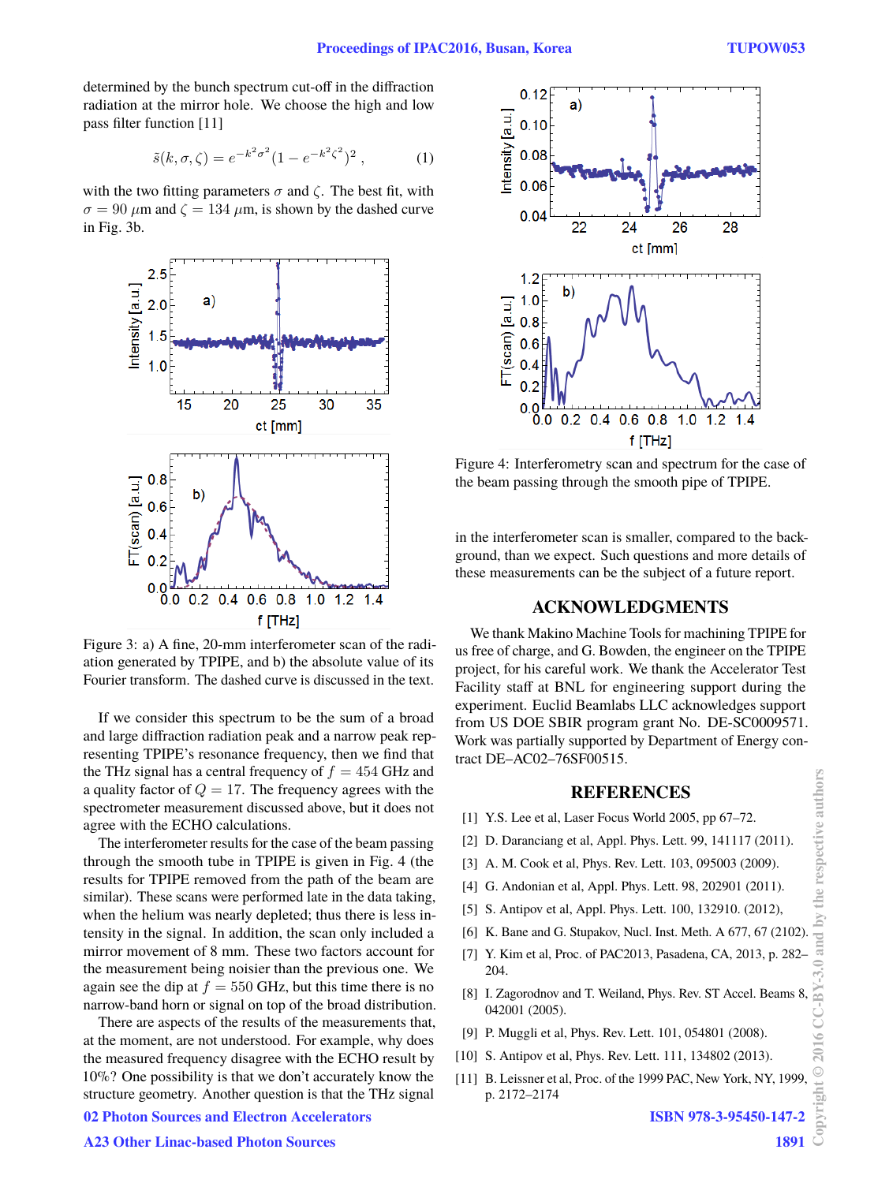determined by the bunch spectrum cut-off in the diffraction radiation at the mirror hole. We choose the high and low pass filter function [11]

$$\tilde{s}(k,\sigma,\zeta) = e^{-k^2\sigma^2}(1 - e^{-k^2\zeta^2})^2\,, \tag{1}$$

with the two fitting parameters $\sigma$ and $\zeta$. The best fit, with $\sigma = 90\ \mu$m and $\zeta = 134\ \mu$m, is shown by the dashed curve in Fig. 3b.

a)
Intensity [a.u.]
2.5
2.0
1.5
1.0
15 20 25 30 35
ct [mm]

b)
FT(scan) [a.u.]
0.8
0.6
0.4
0.2
0.0
0.0 0.2 0.4 0.6 0.8 1.0 1.2 1.4
f [THz]

Figure 3: a) A fine, 20-mm interferometer scan of the radiation generated by TPIPE, and b) the absolute value of its Fourier transform. The dashed curve is discussed in the text.

If we consider this spectrum to be the sum of a broad and large diffraction radiation peak and a narrow peak representing TPIPE's resonance frequency, then we find that the THz signal has a central frequency of $f = 454$ GHz and a quality factor of $Q = 17$. The frequency agrees with the spectrometer measurement discussed above, but it does not agree with the ECHO calculations.

The interferometer results for the case of the beam passing through the smooth tube in TPIPE is given in Fig. 4 (the results for TPIPE removed from the path of the beam are similar). These scans were performed late in the data taking, when the helium was nearly depleted; thus there is less intensity in the signal. In addition, the scan only included a mirror movement of 8 mm. These two factors account for the measurement being noisier than the previous one. We again see the dip at $f = 550$ GHz, but this time there is no narrow-band horn or signal on top of the broad distribution.

There are aspects of the results of the measurements that, at the moment, are not understood. For example, why does the measured frequency disagree with the ECHO result by 10%? One possibility is that we don't accurately know the structure geometry. Another question is that the THz signal

a)
Intensity [a.u.]
0.12
0.10
0.08
0.06
0.04
22 24 26 28
ct [mm]

b)
FT(scan) [a.u.]
1.2
1.0
0.8
0.6
0.4
0.2
0.0
0.0 0.2 0.4 0.6 0.8 1.0 1.2 1.4
f [THz]

Figure 4: Interferometry scan and spectrum for the case of the beam passing through the smooth pipe of TPIPE.

in the interferometer scan is smaller, compared to the background, than we expect. Such questions and more details of these measurements can be the subject of a future report.

## ACKNOWLEDGMENTS

We thank Makino Machine Tools for machining TPIPE for us free of charge, and G. Bowden, the engineer on the TPIPE project, for his careful work. We thank the Accelerator Test Facility staff at BNL for engineering support during the experiment. Euclid Beamlabs LLC acknowledges support from US DOE SBIR program grant No. DE-SC0009571. Work was partially supported by Department of Energy contract DE–AC02–76SF00515.

## REFERENCES

[1] Y.S. Lee et al, Laser Focus World 2005, pp 67–72.

[2] D. Daranciang et al, Appl. Phys. Lett. 99, 141117 (2011).

[3] A. M. Cook et al, Phys. Rev. Lett. 103, 095003 (2009).

[4] G. Andonian et al, Appl. Phys. Lett. 98, 202901 (2011).

[5] S. Antipov et al, Appl. Phys. Lett. 100, 132910. (2012),

[6] K. Bane and G. Stupakov, Nucl. Inst. Meth. A 677, 67 (2102).

[7] Y. Kim et al, Proc. of PAC2013, Pasadena, CA, 2013, p. 282–204.

[8] I. Zagorodnov and T. Weiland, Phys. Rev. ST Accel. Beams 8, 042001 (2005).

[9] P. Muggli et al, Phys. Rev. Lett. 101, 054801 (2008).

[10] S. Antipov et al, Phys. Rev. Lett. 111, 134802 (2013).

[11] B. Leissner et al, Proc. of the 1999 PAC, New York, NY, 1999, p. 2172–2174